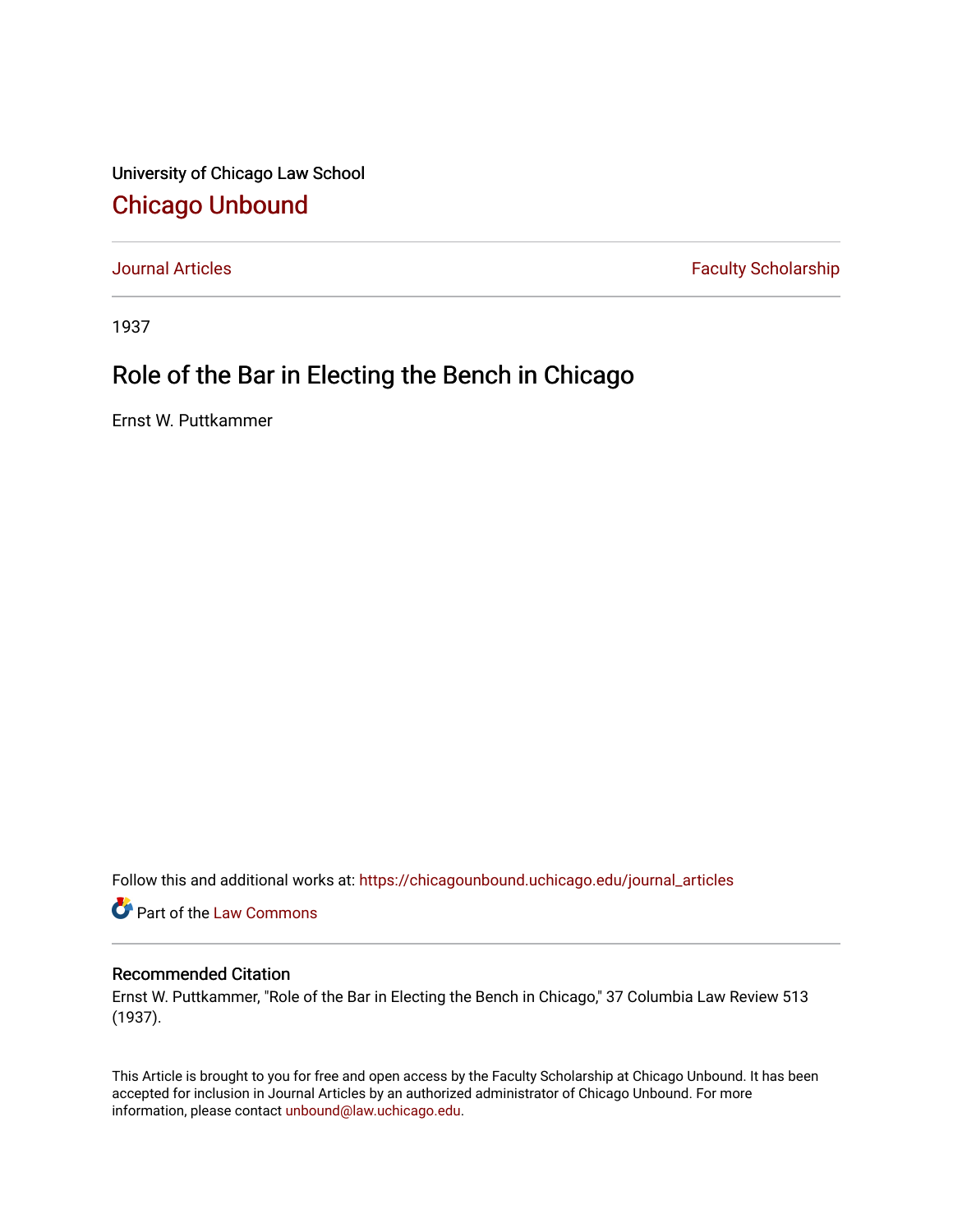University of Chicago Law School

## Chicago Unbound

Journal Articles | Faculty Scholarship

1937

# Role of the Bar in Electing the Bench in Chicago

Ernst W. Puttkammer

Follow this and additional works at: https://chicagounbound.uchicago.edu/journal_articles

Part of the Law Commons

### Recommended Citation

Ernst W. Puttkammer, "Role of the Bar in Electing the Bench in Chicago," 37 Columbia Law Review 513 (1937).

This Article is brought to you for free and open access by the Faculty Scholarship at Chicago Unbound. It has been accepted for inclusion in Journal Articles by an authorized administrator of Chicago Unbound. For more information, please contact unbound@law.uchicago.edu.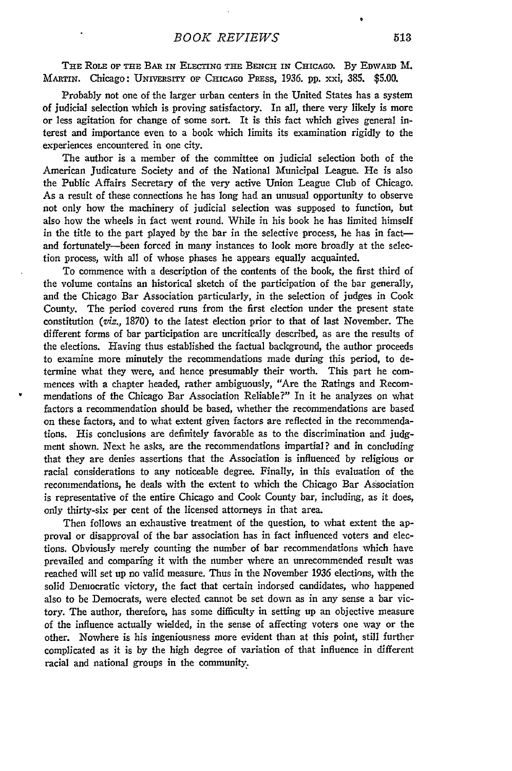THE ROLE OF THE BAR IN ELECTING THE BENCH IN CHICAGO. By EDWARD M. MARTIN. Chicago: UNIVERSITY OF CHICAGO PRESS, 1936. pp. xxi, 385. $5.00.

Probably not one of the larger urban centers in the United States has a system of judicial selection which is proving satisfactory. In all, there very likely is more or less agitation for change of some sort. It is this fact which gives general interest and importance even to a book which limits its examination rigidly to the experiences encountered in one city.

The author is a member of the committee on judicial selection both of the American Judicature Society and of the National Municipal League. He is also the Public Affairs Secretary of the very active Union League Club of Chicago. As a result of these connections he has long had an unusual opportunity to observe not only how the machinery of judicial selection was supposed to function, but also how the wheels in fact went round. While in his book he has limited himself in the title to the part played by the bar in the selective process, he has in fact—and fortunately—been forced in many instances to look more broadly at the selection process, with all of whose phases he appears equally acquainted.

To commence with a description of the contents of the book, the first third of the volume contains an historical sketch of the participation of the bar generally, and the Chicago Bar Association particularly, in the selection of judges in Cook County. The period covered runs from the first election under the present state constitution (*viz.*, 1870) to the latest election prior to that of last November. The different forms of bar participation are uncritically described, as are the results of the elections. Having thus established the factual background, the author proceeds to examine more minutely the recommendations made during this period, to determine what they were, and hence presumably their worth. This part he commences with a chapter headed, rather ambiguously, "Are the Ratings and Recommendations of the Chicago Bar Association Reliable?" In it he analyzes on what factors a recommendation should be based, whether the recommendations are based on these factors, and to what extent given factors are reflected in the recommendations. His conclusions are definitely favorable as to the discrimination and judgment shown. Next he asks, are the recommendations impartial? and in concluding that they are denies assertions that the Association is influenced by religious or racial considerations to any noticeable degree. Finally, in this evaluation of the recommendations, he deals with the extent to which the Chicago Bar Association is representative of the entire Chicago and Cook County bar, including, as it does, only thirty-six per cent of the licensed attorneys in that area.

Then follows an exhaustive treatment of the question, to what extent the approval or disapproval of the bar association has in fact influenced voters and elections. Obviously merely counting the number of bar recommendations which have prevailed and comparing it with the number where an unrecommended result was reached will set up no valid measure. Thus in the November 1936 elections, with the solid Democratic victory, the fact that certain indorsed candidates, who happened also to be Democrats, were elected cannot be set down as in any sense a bar victory. The author, therefore, has some difficulty in setting up an objective measure of the influence actually wielded, in the sense of affecting voters one way or the other. Nowhere is his ingeniousness more evident than at this point, still further complicated as it is by the high degree of variation of that influence in different racial and national groups in the community.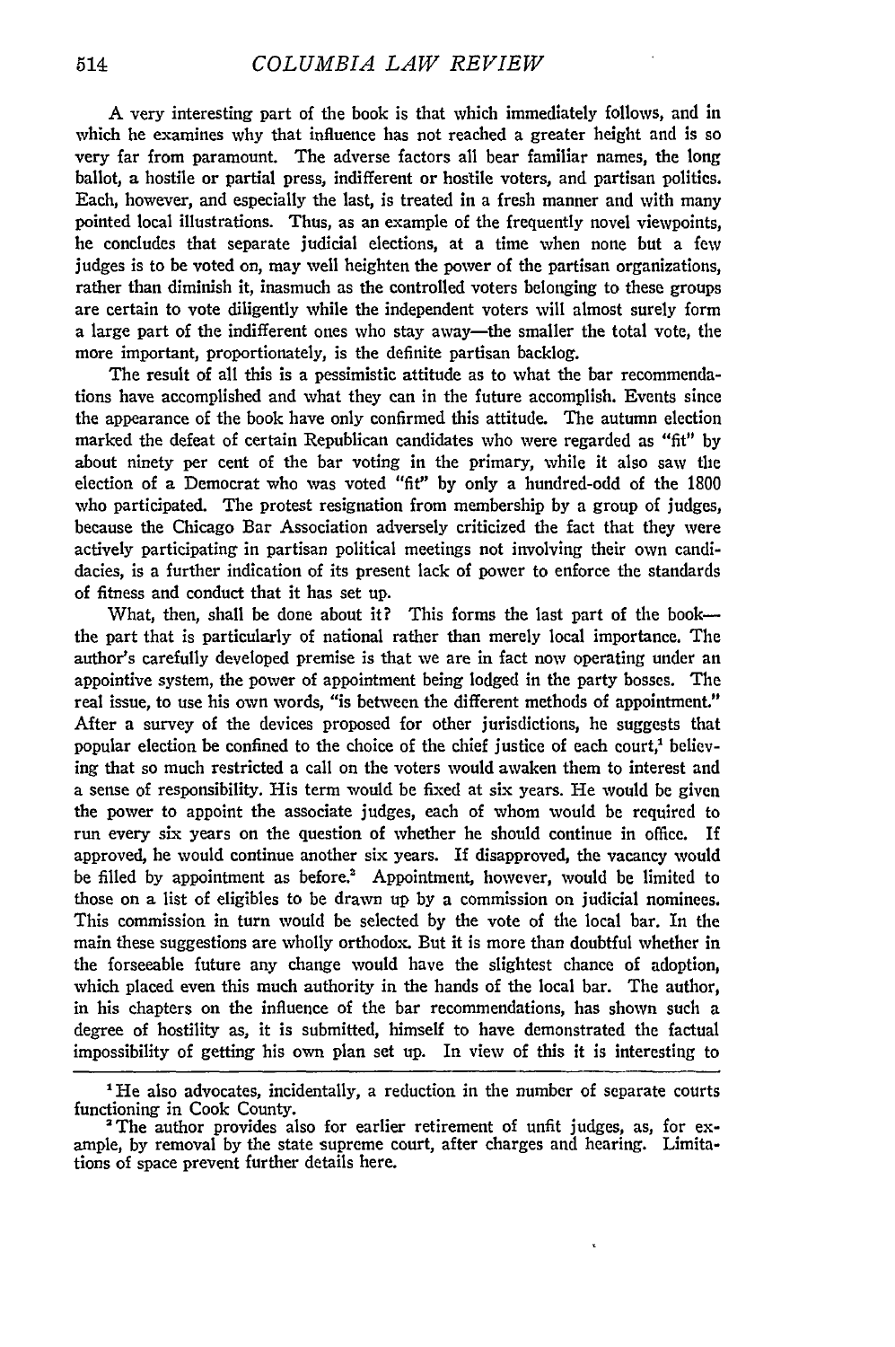A very interesting part of the book is that which immediately follows, and in which he examines why that influence has not reached a greater height and is so very far from paramount. The adverse factors all bear familiar names, the long ballot, a hostile or partial press, indifferent or hostile voters, and partisan politics. Each, however, and especially the last, is treated in a fresh manner and with many pointed local illustrations. Thus, as an example of the frequently novel viewpoints, he concludes that separate judicial elections, at a time when none but a few judges is to be voted on, may well heighten the power of the partisan organizations, rather than diminish it, inasmuch as the controlled voters belonging to these groups are certain to vote diligently while the independent voters will almost surely form a large part of the indifferent ones who stay away—the smaller the total vote, the more important, proportionately, is the definite partisan backlog.

The result of all this is a pessimistic attitude as to what the bar recommendations have accomplished and what they can in the future accomplish. Events since the appearance of the book have only confirmed this attitude. The autumn election marked the defeat of certain Republican candidates who were regarded as "fit" by about ninety per cent of the bar voting in the primary, while it also saw the election of a Democrat who was voted "fit" by only a hundred-odd of the 1800 who participated. The protest resignation from membership by a group of judges, because the Chicago Bar Association adversely criticized the fact that they were actively participating in partisan political meetings not involving their own candidacies, is a further indication of its present lack of power to enforce the standards of fitness and conduct that it has set up.

What, then, shall be done about it? This forms the last part of the book—the part that is particularly of national rather than merely local importance. The author's carefully developed premise is that we are in fact now operating under an appointive system, the power of appointment being lodged in the party bosses. The real issue, to use his own words, "is between the different methods of appointment." After a survey of the devices proposed for other jurisdictions, he suggests that popular election be confined to the choice of the chief justice of each court,[1] believing that so much restricted a call on the voters would awaken them to interest and a sense of responsibility. His term would be fixed at six years. He would be given the power to appoint the associate judges, each of whom would be required to run every six years on the question of whether he should continue in office. If approved, he would continue another six years. If disapproved, the vacancy would be filled by appointment as before.[2] Appointment, however, would be limited to those on a list of eligibles to be drawn up by a commission on judicial nominees. This commission in turn would be selected by the vote of the local bar. In the main these suggestions are wholly orthodox. But it is more than doubtful whether in the forseeable future any change would have the slightest chance of adoption, which placed even this much authority in the hands of the local bar. The author, in his chapters on the influence of the bar recommendations, has shown such a degree of hostility as, it is submitted, himself to have demonstrated the factual impossibility of getting his own plan set up. In view of this it is interesting to

---

[1] He also advocates, incidentally, a reduction in the number of separate courts functioning in Cook County.

[2] The author provides also for earlier retirement of unfit judges, as, for example, by removal by the state supreme court, after charges and hearing. Limitations of space prevent further details here.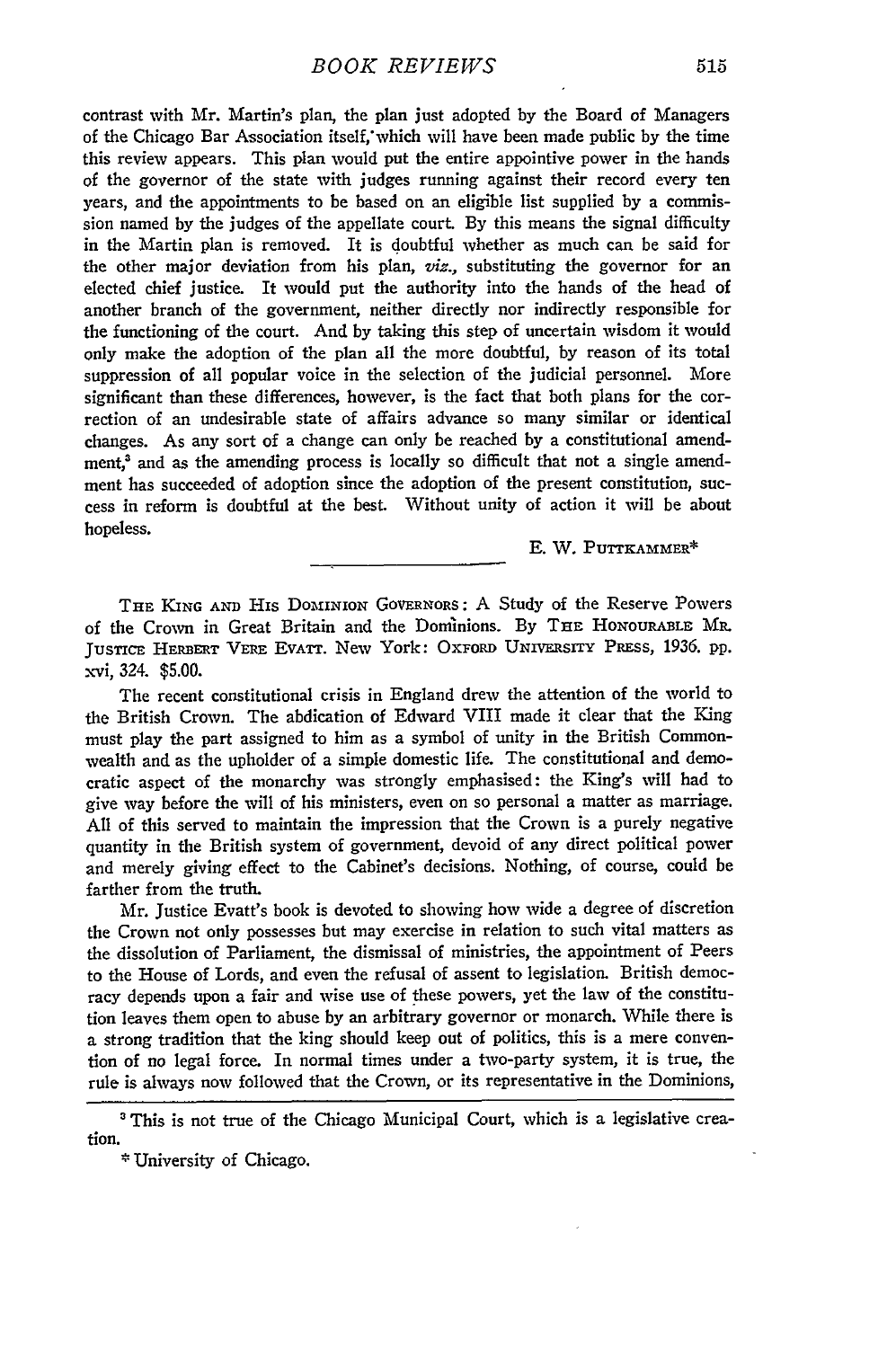contrast with Mr. Martin's plan, the plan just adopted by the Board of Managers of the Chicago Bar Association itself, which will have been made public by the time this review appears. This plan would put the entire appointive power in the hands of the governor of the state with judges running against their record every ten years, and the appointments to be based on an eligible list supplied by a commission named by the judges of the appellate court. By this means the signal difficulty in the Martin plan is removed. It is doubtful whether as much can be said for the other major deviation from his plan, *viz.*, substituting the governor for an elected chief justice. It would put the authority into the hands of the head of another branch of the government, neither directly nor indirectly responsible for the functioning of the court. And by taking this step of uncertain wisdom it would only make the adoption of the plan all the more doubtful, by reason of its total suppression of all popular voice in the selection of the judicial personnel. More significant than these differences, however, is the fact that both plans for the correction of an undesirable state of affairs advance so many similar or identical changes. As any sort of a change can only be reached by a constitutional amendment,[3] and as the amending process is locally so difficult that not a single amendment has succeeded of adoption since the adoption of the present constitution, success in reform is doubtful at the best. Without unity of action it will be about hopeless.

E. W. PUTTKAMMER*

---

THE KING AND HIS DOMINION GOVERNORS: A Study of the Reserve Powers of the Crown in Great Britain and the Dominions. By THE HONOURABLE MR. JUSTICE HERBERT VERE EVATT. New York: OXFORD UNIVERSITY PRESS, 1936. pp. xvi, 324. $5.00.

The recent constitutional crisis in England drew the attention of the world to the British Crown. The abdication of Edward VIII made it clear that the King must play the part assigned to him as a symbol of unity in the British Commonwealth and as the upholder of a simple domestic life. The constitutional and democratic aspect of the monarchy was strongly emphasised: the King's will had to give way before the will of his ministers, even on so personal a matter as marriage. All of this served to maintain the impression that the Crown is a purely negative quantity in the British system of government, devoid of any direct political power and merely giving effect to the Cabinet's decisions. Nothing, of course, could be farther from the truth.

Mr. Justice Evatt's book is devoted to showing how wide a degree of discretion the Crown not only possesses but may exercise in relation to such vital matters as the dissolution of Parliament, the dismissal of ministries, the appointment of Peers to the House of Lords, and even the refusal of assent to legislation. British democracy depends upon a fair and wise use of these powers, yet the law of the constitution leaves them open to abuse by an arbitrary governor or monarch. While there is a strong tradition that the king should keep out of politics, this is a mere convention of no legal force. In normal times under a two-party system, it is true, the rule is always now followed that the Crown, or its representative in the Dominions,

[3] This is not true of the Chicago Municipal Court, which is a legislative creation.

* University of Chicago.